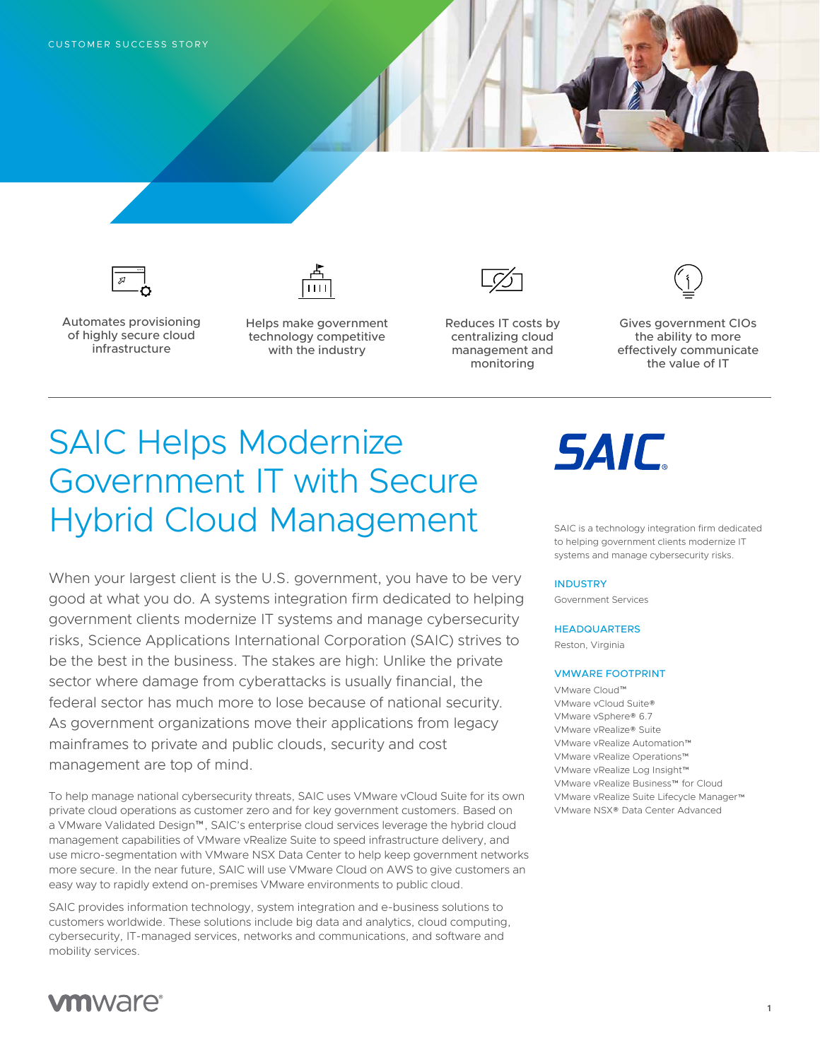CUSTOMER SUCCESS STORY

Automates provisioning of highly secure cloud infrastructure

Helps make government technology competitive with the industry

Reduces IT costs by centralizing cloud management and monitoring

Gives government CIOs the ability to more effectively communicate the value of IT

# SAIC Helps Modernize Government IT with Secure Hybrid Cloud Management

When your largest client is the U.S. government, you have to be very good at what you do. A systems integration firm dedicated to helping government clients modernize IT systems and manage cybersecurity risks, Science Applications International Corporation (SAIC) strives to be the best in the business. The stakes are high: Unlike the private sector where damage from cyberattacks is usually financial, the federal sector has much more to lose because of national security. As government organizations move their applications from legacy mainframes to private and public clouds, security and cost management are top of mind.

To help manage national cybersecurity threats, SAIC uses VMware vCloud Suite for its own private cloud operations as customer zero and for key government customers. Based on a VMware Validated Design™, SAIC's enterprise cloud services leverage the hybrid cloud management capabilities of VMware vRealize Suite to speed infrastructure delivery, and use micro-segmentation with VMware NSX Data Center to help keep government networks more secure. In the near future, SAIC will use VMware Cloud on AWS to give customers an easy way to rapidly extend on-premises VMware environments to public cloud.

SAIC provides information technology, system integration and e-business solutions to customers worldwide. These solutions include big data and analytics, cloud computing, cybersecurity, IT-managed services, networks and communications, and software and mobility services.

SAIC is a technology integration firm dedicated to helping government clients modernize IT systems and manage cybersecurity risks.

**INDUSTRY**

Government Services

**HEADQUARTERS**

Reston, Virginia

**VMWARE FOOTPRINT**

VMware Cloud™
VMware vCloud Suite®
VMware vSphere® 6.7
VMware vRealize® Suite
VMware vRealize Automation™
VMware vRealize Operations™
VMware vRealize Log Insight™
VMware vRealize Business™ for Cloud
VMware vRealize Suite Lifecycle Manager™
VMware NSX® Data Center Advanced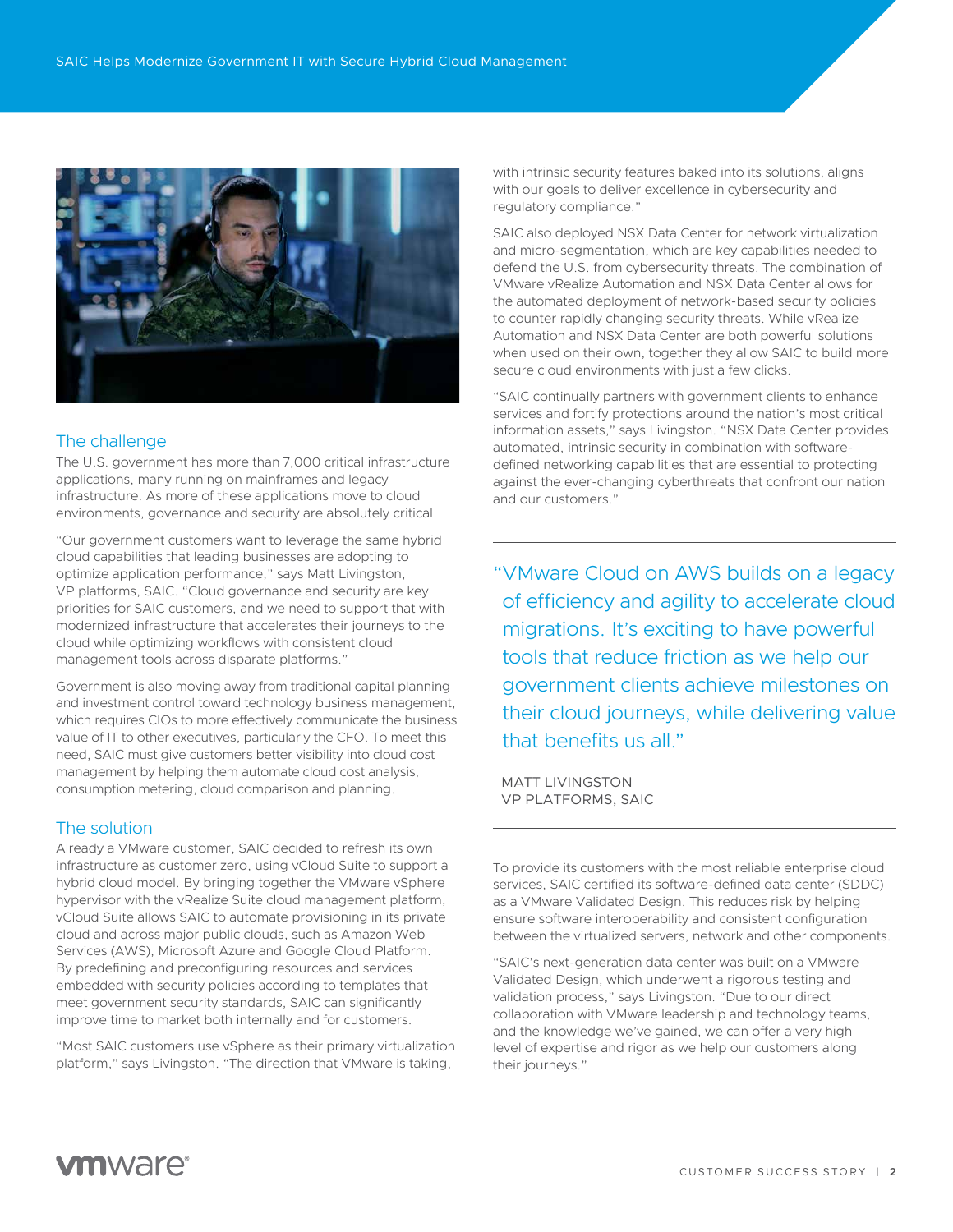## The challenge

The U.S. government has more than 7,000 critical infrastructure applications, many running on mainframes and legacy infrastructure. As more of these applications move to cloud environments, governance and security are absolutely critical.

"Our government customers want to leverage the same hybrid cloud capabilities that leading businesses are adopting to optimize application performance," says Matt Livingston, VP platforms, SAIC. "Cloud governance and security are key priorities for SAIC customers, and we need to support that with modernized infrastructure that accelerates their journeys to the cloud while optimizing workflows with consistent cloud management tools across disparate platforms."

Government is also moving away from traditional capital planning and investment control toward technology business management, which requires CIOs to more effectively communicate the business value of IT to other executives, particularly the CFO. To meet this need, SAIC must give customers better visibility into cloud cost management by helping them automate cloud cost analysis, consumption metering, cloud comparison and planning.

## The solution

Already a VMware customer, SAIC decided to refresh its own infrastructure as customer zero, using vCloud Suite to support a hybrid cloud model. By bringing together the VMware vSphere hypervisor with the vRealize Suite cloud management platform, vCloud Suite allows SAIC to automate provisioning in its private cloud and across major public clouds, such as Amazon Web Services (AWS), Microsoft Azure and Google Cloud Platform. By predefining and preconfiguring resources and services embedded with security policies according to templates that meet government security standards, SAIC can significantly improve time to market both internally and for customers.

"Most SAIC customers use vSphere as their primary virtualization platform," says Livingston. "The direction that VMware is taking, with intrinsic security features baked into its solutions, aligns with our goals to deliver excellence in cybersecurity and regulatory compliance."

SAIC also deployed NSX Data Center for network virtualization and micro-segmentation, which are key capabilities needed to defend the U.S. from cybersecurity threats. The combination of VMware vRealize Automation and NSX Data Center allows for the automated deployment of network-based security policies to counter rapidly changing security threats. While vRealize Automation and NSX Data Center are both powerful solutions when used on their own, together they allow SAIC to build more secure cloud environments with just a few clicks.

"SAIC continually partners with government clients to enhance services and fortify protections around the nation's most critical information assets," says Livingston. "NSX Data Center provides automated, intrinsic security in combination with software-defined networking capabilities that are essential to protecting against the ever-changing cyberthreats that confront our nation and our customers."

> "VMware Cloud on AWS builds on a legacy of efficiency and agility to accelerate cloud migrations. It's exciting to have powerful tools that reduce friction as we help our government clients achieve milestones on their cloud journeys, while delivering value that benefits us all."
>
> MATT LIVINGSTON
> VP PLATFORMS, SAIC

To provide its customers with the most reliable enterprise cloud services, SAIC certified its software-defined data center (SDDC) as a VMware Validated Design. This reduces risk by helping ensure software interoperability and consistent configuration between the virtualized servers, network and other components.

"SAIC's next-generation data center was built on a VMware Validated Design, which underwent a rigorous testing and validation process," says Livingston. "Due to our direct collaboration with VMware leadership and technology teams, and the knowledge we've gained, we can offer a very high level of expertise and rigor as we help our customers along their journeys."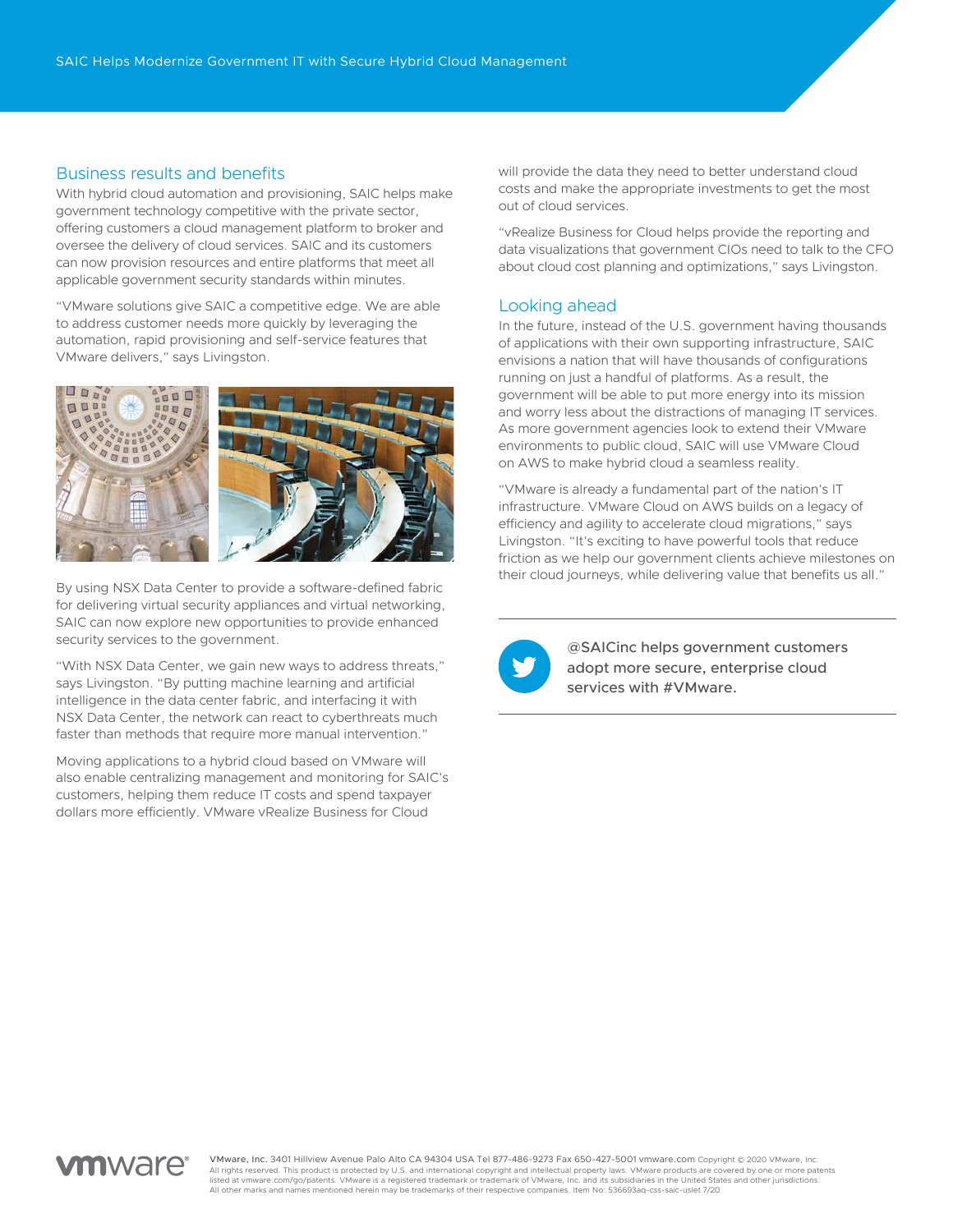## Business results and benefits

With hybrid cloud automation and provisioning, SAIC helps make government technology competitive with the private sector, offering customers a cloud management platform to broker and oversee the delivery of cloud services. SAIC and its customers can now provision resources and entire platforms that meet all applicable government security standards within minutes.

"VMware solutions give SAIC a competitive edge. We are able to address customer needs more quickly by leveraging the automation, rapid provisioning and self-service features that VMware delivers," says Livingston.

By using NSX Data Center to provide a software-defined fabric for delivering virtual security appliances and virtual networking, SAIC can now explore new opportunities to provide enhanced security services to the government.

"With NSX Data Center, we gain new ways to address threats," says Livingston. "By putting machine learning and artificial intelligence in the data center fabric, and interfacing it with NSX Data Center, the network can react to cyberthreats much faster than methods that require more manual intervention."

Moving applications to a hybrid cloud based on VMware will also enable centralizing management and monitoring for SAIC's customers, helping them reduce IT costs and spend taxpayer dollars more efficiently. VMware vRealize Business for Cloud will provide the data they need to better understand cloud costs and make the appropriate investments to get the most out of cloud services.

"vRealize Business for Cloud helps provide the reporting and data visualizations that government CIOs need to talk to the CFO about cloud cost planning and optimizations," says Livingston.

## Looking ahead

In the future, instead of the U.S. government having thousands of applications with their own supporting infrastructure, SAIC envisions a nation that will have thousands of configurations running on just a handful of platforms. As a result, the government will be able to put more energy into its mission and worry less about the distractions of managing IT services. As more government agencies look to extend their VMware environments to public cloud, SAIC will use VMware Cloud on AWS to make hybrid cloud a seamless reality.

"VMware is already a fundamental part of the nation's IT infrastructure. VMware Cloud on AWS builds on a legacy of efficiency and agility to accelerate cloud migrations," says Livingston. "It's exciting to have powerful tools that reduce friction as we help our government clients achieve milestones on their cloud journeys, while delivering value that benefits us all."

@SAICinc helps government customers adopt more secure, enterprise cloud services with #VMware.

VMware, Inc. 3401 Hillview Avenue Palo Alto CA 94304 USA Tel 877-486-9273 Fax 650-427-5001 vmware.com Copyright © 2020 VMware, Inc. All rights reserved. This product is protected by U.S. and international copyright and intellectual property laws. VMware products are covered by one or more patents listed at vmware.com/go/patents. VMware is a registered trademark or trademark of VMware, Inc. and its subsidiaries in the United States and other jurisdictions. All other marks and names mentioned herein may be trademarks of their respective companies. Item No: 536693aq-css-saic-uslet 7/20